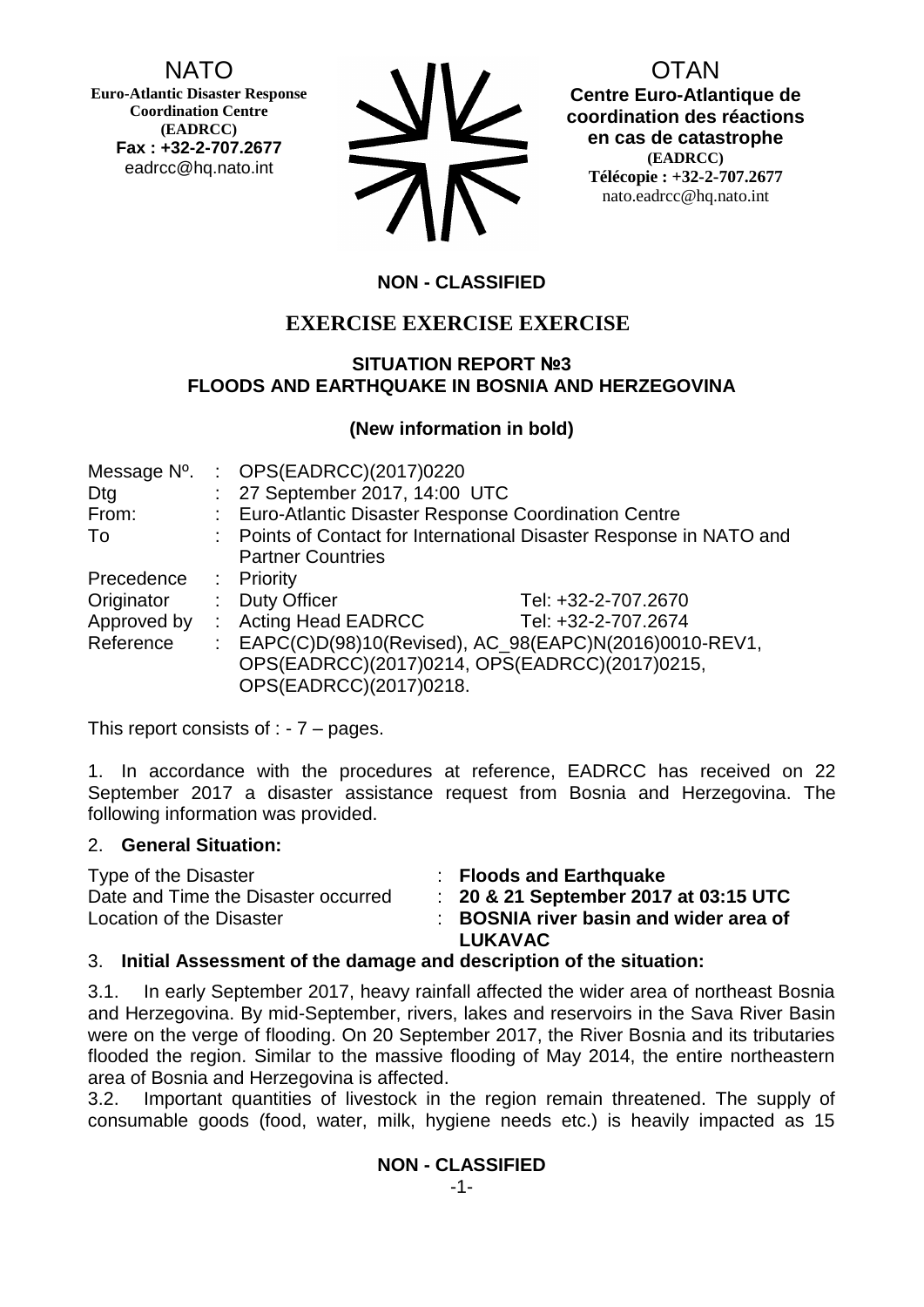NATO
**Euro-Atlantic Disaster Response Coordination Centre (EADRCC)**
**Fax : +32-2-707.2677**
eadrcc@hq.nato.int

OTAN
**Centre Euro-Atlantique de coordination des réactions en cas de catastrophe (EADRCC)**
**Télécopie : +32-2-707.2677**
nato.eadrcc@hq.nato.int

**NON - CLASSIFIED**

## EXERCISE EXERCISE EXERCISE

### SITUATION REPORT №3
### FLOODS AND EARTHQUAKE IN BOSNIA AND HERZEGOVINA

**(New information in bold)**

| | | | |
|---|---|---|---|
| Message Nº. | : | OPS(EADRCC)(2017)0220 | |
| Dtg | : | 27 September 2017, 14:00 UTC | |
| From: | : | Euro-Atlantic Disaster Response Coordination Centre | |
| To | : | Points of Contact for International Disaster Response in NATO and Partner Countries | |
| Precedence | : | Priority | |
| Originator | : | Duty Officer | Tel: +32-2-707.2670 |
| Approved by | : | Acting Head EADRCC | Tel: +32-2-707.2674 |
| Reference | : | EAPC(C)D(98)10(Revised), AC_98(EAPC)N(2016)0010-REV1, OPS(EADRCC)(2017)0214, OPS(EADRCC)(2017)0215, OPS(EADRCC)(2017)0218. | |

This report consists of : - 7 – pages.

1. In accordance with the procedures at reference, EADRCC has received on 22 September 2017 a disaster assistance request from Bosnia and Herzegovina. The following information was provided.

2. **General Situation:**

| | | |
|---|---|---|
| Type of the Disaster | : | **Floods and Earthquake** |
| Date and Time the Disaster occurred | : | **20 & 21 September 2017 at 03:15 UTC** |
| Location of the Disaster | : | **BOSNIA river basin and wider area of LUKAVAC** |

3. **Initial Assessment of the damage and description of the situation:**

3.1. In early September 2017, heavy rainfall affected the wider area of northeast Bosnia and Herzegovina. By mid-September, rivers, lakes and reservoirs in the Sava River Basin were on the verge of flooding. On 20 September 2017, the River Bosnia and its tributaries flooded the region. Similar to the massive flooding of May 2014, the entire northeastern area of Bosnia and Herzegovina is affected.

3.2. Important quantities of livestock in the region remain threatened. The supply of consumable goods (food, water, milk, hygiene needs etc.) is heavily impacted as 15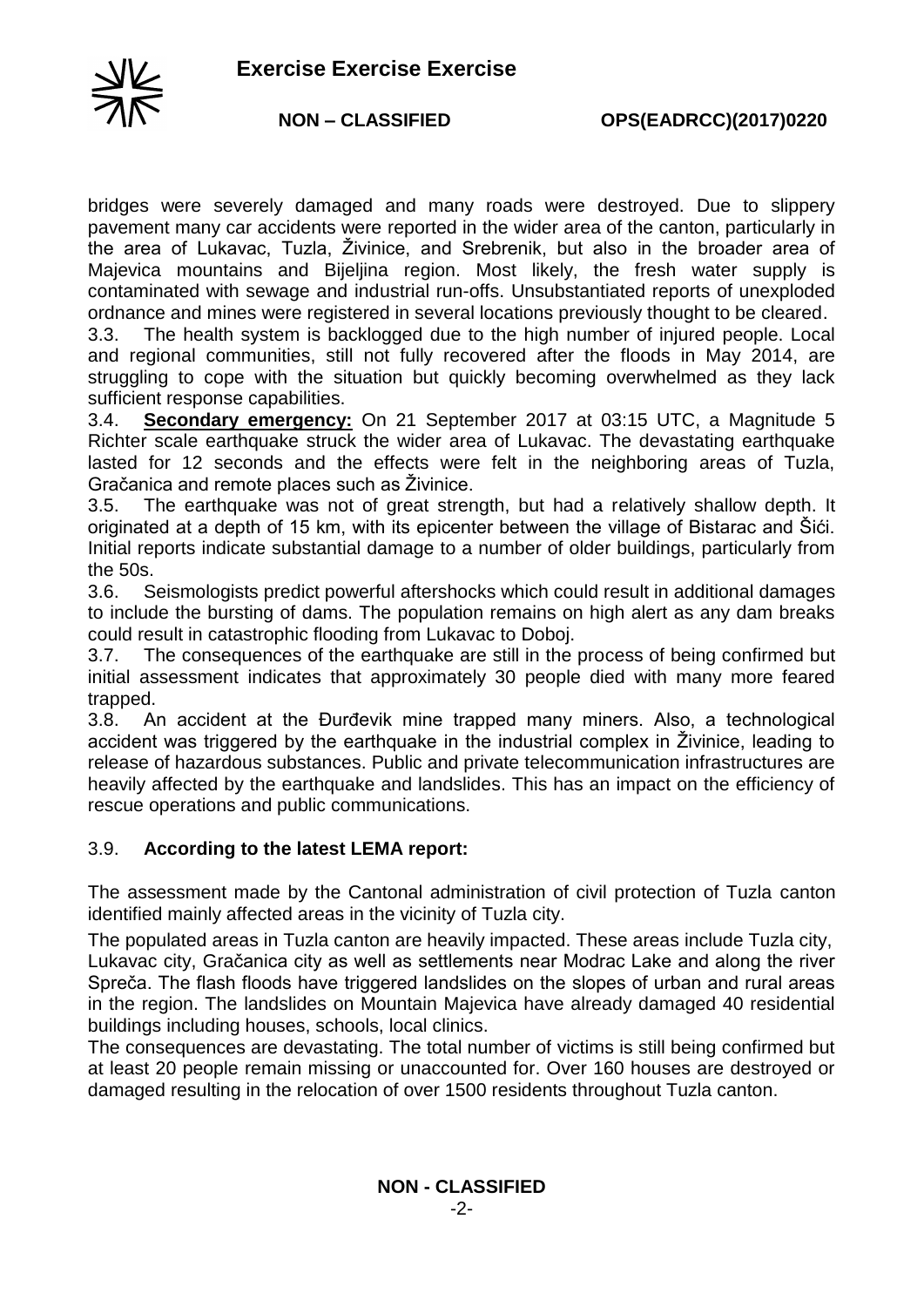bridges were severely damaged and many roads were destroyed. Due to slippery pavement many car accidents were reported in the wider area of the canton, particularly in the area of Lukavac, Tuzla, Živinice, and Srebrenik, but also in the broader area of Majevica mountains and Bijeljina region. Most likely, the fresh water supply is contaminated with sewage and industrial run-offs. Unsubstantiated reports of unexploded ordnance and mines were registered in several locations previously thought to be cleared.

3.3. The health system is backlogged due to the high number of injured people. Local and regional communities, still not fully recovered after the floods in May 2014, are struggling to cope with the situation but quickly becoming overwhelmed as they lack sufficient response capabilities.

3.4. **Secondary emergency:** On 21 September 2017 at 03:15 UTC, a Magnitude 5 Richter scale earthquake struck the wider area of Lukavac. The devastating earthquake lasted for 12 seconds and the effects were felt in the neighboring areas of Tuzla, Gračanica and remote places such as Živinice.

3.5. The earthquake was not of great strength, but had a relatively shallow depth. It originated at a depth of 15 km, with its epicenter between the village of Bistarac and Šići. Initial reports indicate substantial damage to a number of older buildings, particularly from the 50s.

3.6. Seismologists predict powerful aftershocks which could result in additional damages to include the bursting of dams. The population remains on high alert as any dam breaks could result in catastrophic flooding from Lukavac to Doboj.

3.7. The consequences of the earthquake are still in the process of being confirmed but initial assessment indicates that approximately 30 people died with many more feared trapped.

3.8. An accident at the Đurđevik mine trapped many miners. Also, a technological accident was triggered by the earthquake in the industrial complex in Živinice, leading to release of hazardous substances. Public and private telecommunication infrastructures are heavily affected by the earthquake and landslides. This has an impact on the efficiency of rescue operations and public communications.

3.9. **According to the latest LEMA report:**

The assessment made by the Cantonal administration of civil protection of Tuzla canton identified mainly affected areas in the vicinity of Tuzla city.

The populated areas in Tuzla canton are heavily impacted. These areas include Tuzla city, Lukavac city, Gračanica city as well as settlements near Modrac Lake and along the river Spreča. The flash floods have triggered landslides on the slopes of urban and rural areas in the region. The landslides on Mountain Majevica have already damaged 40 residential buildings including houses, schools, local clinics.

The consequences are devastating. The total number of victims is still being confirmed but at least 20 people remain missing or unaccounted for. Over 160 houses are destroyed or damaged resulting in the relocation of over 1500 residents throughout Tuzla canton.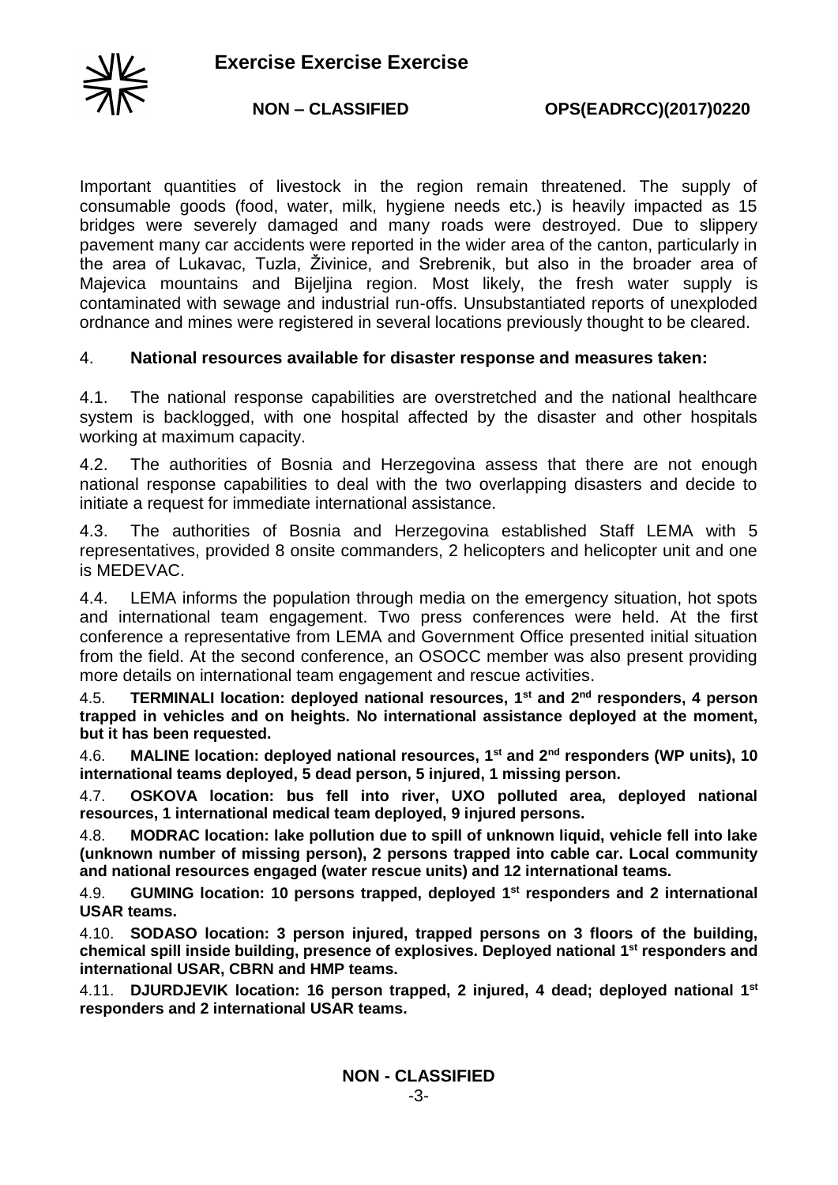Important quantities of livestock in the region remain threatened. The supply of consumable goods (food, water, milk, hygiene needs etc.) is heavily impacted as 15 bridges were severely damaged and many roads were destroyed. Due to slippery pavement many car accidents were reported in the wider area of the canton, particularly in the area of Lukavac, Tuzla, Živinice, and Srebrenik, but also in the broader area of Majevica mountains and Bijeljina region. Most likely, the fresh water supply is contaminated with sewage and industrial run-offs. Unsubstantiated reports of unexploded ordnance and mines were registered in several locations previously thought to be cleared.

4. **National resources available for disaster response and measures taken:**

4.1. The national response capabilities are overstretched and the national healthcare system is backlogged, with one hospital affected by the disaster and other hospitals working at maximum capacity.

4.2. The authorities of Bosnia and Herzegovina assess that there are not enough national response capabilities to deal with the two overlapping disasters and decide to initiate a request for immediate international assistance.

4.3. The authorities of Bosnia and Herzegovina established Staff LEMA with 5 representatives, provided 8 onsite commanders, 2 helicopters and helicopter unit and one is MEDEVAC.

4.4. LEMA informs the population through media on the emergency situation, hot spots and international team engagement. Two press conferences were held. At the first conference a representative from LEMA and Government Office presented initial situation from the field. At the second conference, an OSOCC member was also present providing more details on international team engagement and rescue activities.

4.5. **TERMINALI location: deployed national resources, 1st and 2nd responders, 4 person trapped in vehicles and on heights. No international assistance deployed at the moment, but it has been requested.**

4.6. **MALINE location: deployed national resources, 1st and 2nd responders (WP units), 10 international teams deployed, 5 dead person, 5 injured, 1 missing person.**

4.7. **OSKOVA location: bus fell into river, UXO polluted area, deployed national resources, 1 international medical team deployed, 9 injured persons.**

4.8. **MODRAC location: lake pollution due to spill of unknown liquid, vehicle fell into lake (unknown number of missing person), 2 persons trapped into cable car. Local community and national resources engaged (water rescue units) and 12 international teams.**

4.9. **GUMING location: 10 persons trapped, deployed 1st responders and 2 international USAR teams.**

4.10. **SODASO location: 3 person injured, trapped persons on 3 floors of the building, chemical spill inside building, presence of explosives. Deployed national 1st responders and international USAR, CBRN and HMP teams.**

4.11. **DJURDJEVIK location: 16 person trapped, 2 injured, 4 dead; deployed national 1st responders and 2 international USAR teams.**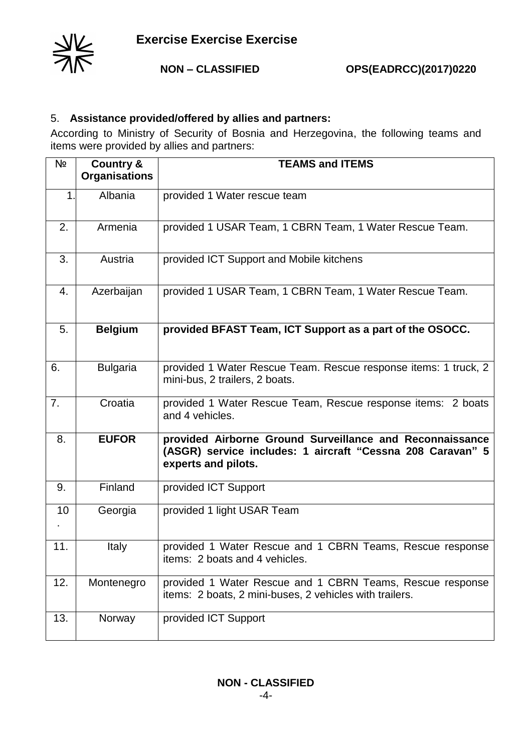5. **Assistance provided/offered by allies and partners:**

According to Ministry of Security of Bosnia and Herzegovina, the following teams and items were provided by allies and partners:

| № | Country & Organisations | TEAMS and ITEMS |
|---|---|---|
| 1. | Albania | provided 1 Water rescue team |
| 2. | Armenia | provided 1 USAR Team, 1 CBRN Team, 1 Water Rescue Team. |
| 3. | Austria | provided ICT Support and Mobile kitchens |
| 4. | Azerbaijan | provided 1 USAR Team, 1 CBRN Team, 1 Water Rescue Team. |
| 5. | **Belgium** | **provided BFAST Team, ICT Support as a part of the OSOCC.** |
| 6. | Bulgaria | provided 1 Water Rescue Team. Rescue response items: 1 truck, 2 mini-bus, 2 trailers, 2 boats. |
| 7. | Croatia | provided 1 Water Rescue Team, Rescue response items: 2 boats and 4 vehicles. |
| 8. | **EUFOR** | **provided Airborne Ground Surveillance and Reconnaissance (ASGR) service includes: 1 aircraft "Cessna 208 Caravan" 5 experts and pilots.** |
| 9. | Finland | provided ICT Support |
| 10. | Georgia | provided 1 light USAR Team |
| 11. | Italy | provided 1 Water Rescue and 1 CBRN Teams, Rescue response items: 2 boats and 4 vehicles. |
| 12. | Montenegro | provided 1 Water Rescue and 1 CBRN Teams, Rescue response items: 2 boats, 2 mini-buses, 2 vehicles with trailers. |
| 13. | Norway | provided ICT Support |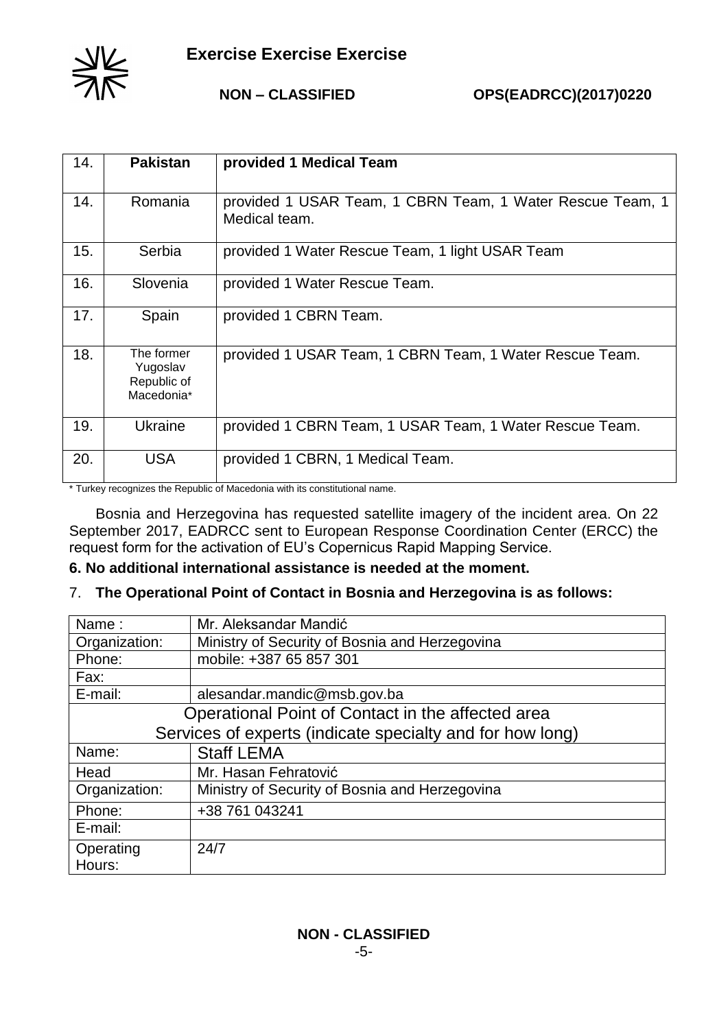| 14. | **Pakistan** | **provided 1 Medical Team** |
|---|---|---|
| 14. | Romania | provided 1 USAR Team, 1 CBRN Team, 1 Water Rescue Team, 1 Medical team. |
| 15. | Serbia | provided 1 Water Rescue Team, 1 light USAR Team |
| 16. | Slovenia | provided 1 Water Rescue Team. |
| 17. | Spain | provided 1 CBRN Team. |
| 18. | The former Yugoslav Republic of Macedonia* | provided 1 USAR Team, 1 CBRN Team, 1 Water Rescue Team. |
| 19. | Ukraine | provided 1 CBRN Team, 1 USAR Team, 1 Water Rescue Team. |
| 20. | USA | provided 1 CBRN, 1 Medical Team. |

* Turkey recognizes the Republic of Macedonia with its constitutional name.

Bosnia and Herzegovina has requested satellite imagery of the incident area. On 22 September 2017, EADRCC sent to European Response Coordination Center (ERCC) the request form for the activation of EU's Copernicus Rapid Mapping Service.

**6. No additional international assistance is needed at the moment.**

7. **The Operational Point of Contact in Bosnia and Herzegovina is as follows:**

| Name : | Mr. Aleksandar Mandić |
|---|---|
| Organization: | Ministry of Security of Bosnia and Herzegovina |
| Phone: | mobile: +387 65 857 301 |
| Fax: | |
| E-mail: | alesandar.mandic@msb.gov.ba |
| Operational Point of Contact in the affected area | |
| Services of experts (indicate specialty and for how long) | |
| Name: | Staff LEMA |
| Head | Mr. Hasan Fehratović |
| Organization: | Ministry of Security of Bosnia and Herzegovina |
| Phone: | +38 761 043241 |
| E-mail: | |
| Operating Hours: | 24/7 |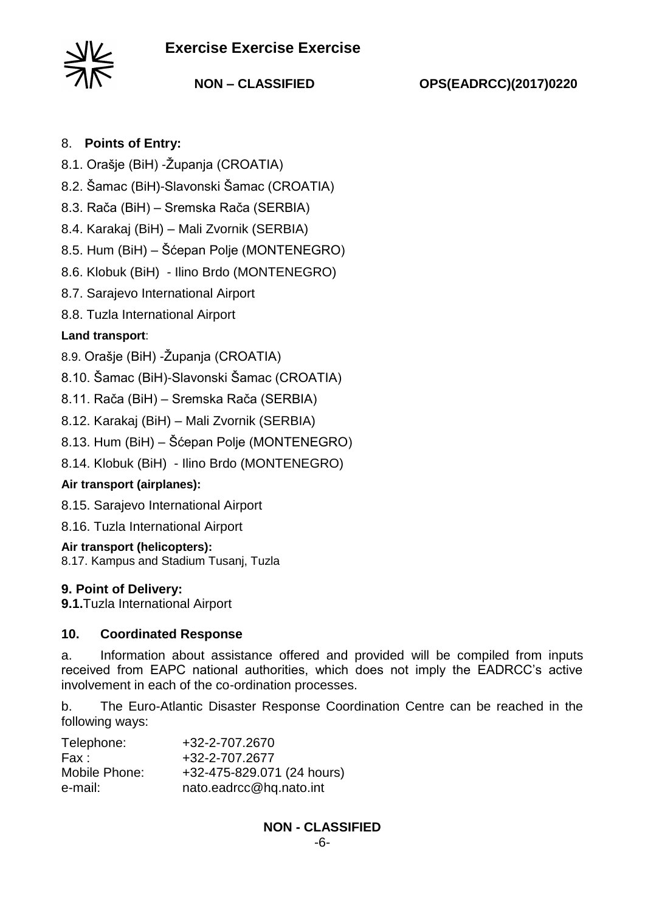8. **Points of Entry:**

8.1. Orašje (BiH) -Županja (CROATIA)

8.2. Šamac (BiH)-Slavonski Šamac (CROATIA)

8.3. Rača (BiH) – Sremska Rača (SERBIA)

8.4. Karakaj (BiH) – Mali Zvornik (SERBIA)

8.5. Hum (BiH) – Šćepan Polje (MONTENEGRO)

8.6. Klobuk (BiH) - Ilino Brdo (MONTENEGRO)

8.7. Sarajevo International Airport

8.8. Tuzla International Airport

**Land transport**:

8.9. Orašje (BiH) -Županja (CROATIA)

8.10. Šamac (BiH)-Slavonski Šamac (CROATIA)

8.11. Rača (BiH) – Sremska Rača (SERBIA)

8.12. Karakaj (BiH) – Mali Zvornik (SERBIA)

8.13. Hum (BiH) – Šćepan Polje (MONTENEGRO)

8.14. Klobuk (BiH) - Ilino Brdo (MONTENEGRO)

**Air transport (airplanes):**

8.15. Sarajevo International Airport

8.16. Tuzla International Airport

**Air transport (helicopters):**

8.17. Kampus and Stadium Tusanj, Tuzla

**9. Point of Delivery:**

**9.1.** Tuzla International Airport

**10. Coordinated Response**

a. Information about assistance offered and provided will be compiled from inputs received from EAPC national authorities, which does not imply the EADRCC's active involvement in each of the co-ordination processes.

b. The Euro-Atlantic Disaster Response Coordination Centre can be reached in the following ways:

| | |
|---|---|
| Telephone: | +32-2-707.2670 |
| Fax : | +32-2-707.2677 |
| Mobile Phone: | +32-475-829.071 (24 hours) |
| e-mail: | nato.eadrcc@hq.nato.int |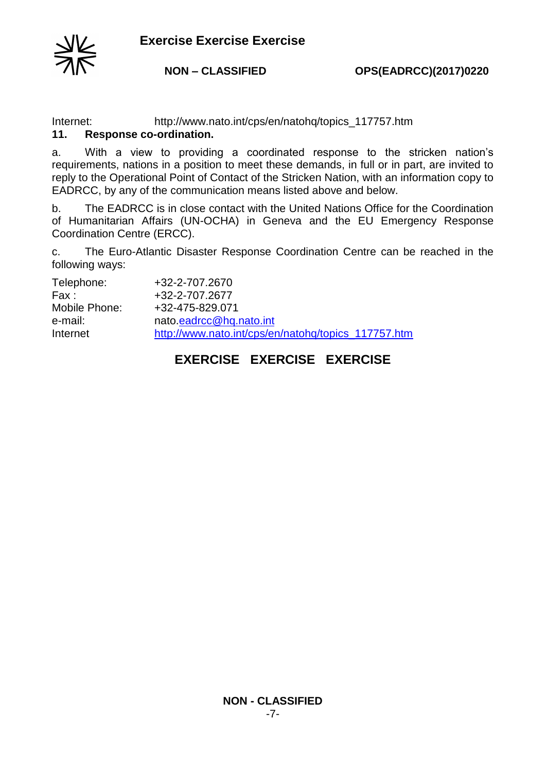Internet: http://www.nato.int/cps/en/natohq/topics_117757.htm

**11. Response co-ordination.**

a. With a view to providing a coordinated response to the stricken nation's requirements, nations in a position to meet these demands, in full or in part, are invited to reply to the Operational Point of Contact of the Stricken Nation, with an information copy to EADRCC, by any of the communication means listed above and below.

b. The EADRCC is in close contact with the United Nations Office for the Coordination of Humanitarian Affairs (UN-OCHA) in Geneva and the EU Emergency Response Coordination Centre (ERCC).

c. The Euro-Atlantic Disaster Response Coordination Centre can be reached in the following ways:

| | |
|---|---|
| Telephone: | +32-2-707.2670 |
| Fax : | +32-2-707.2677 |
| Mobile Phone: | +32-475-829.071 |
| e-mail: | nato.eadrcc@hq.nato.int |
| Internet | http://www.nato.int/cps/en/natohq/topics_117757.htm |

**EXERCISE EXERCISE EXERCISE**